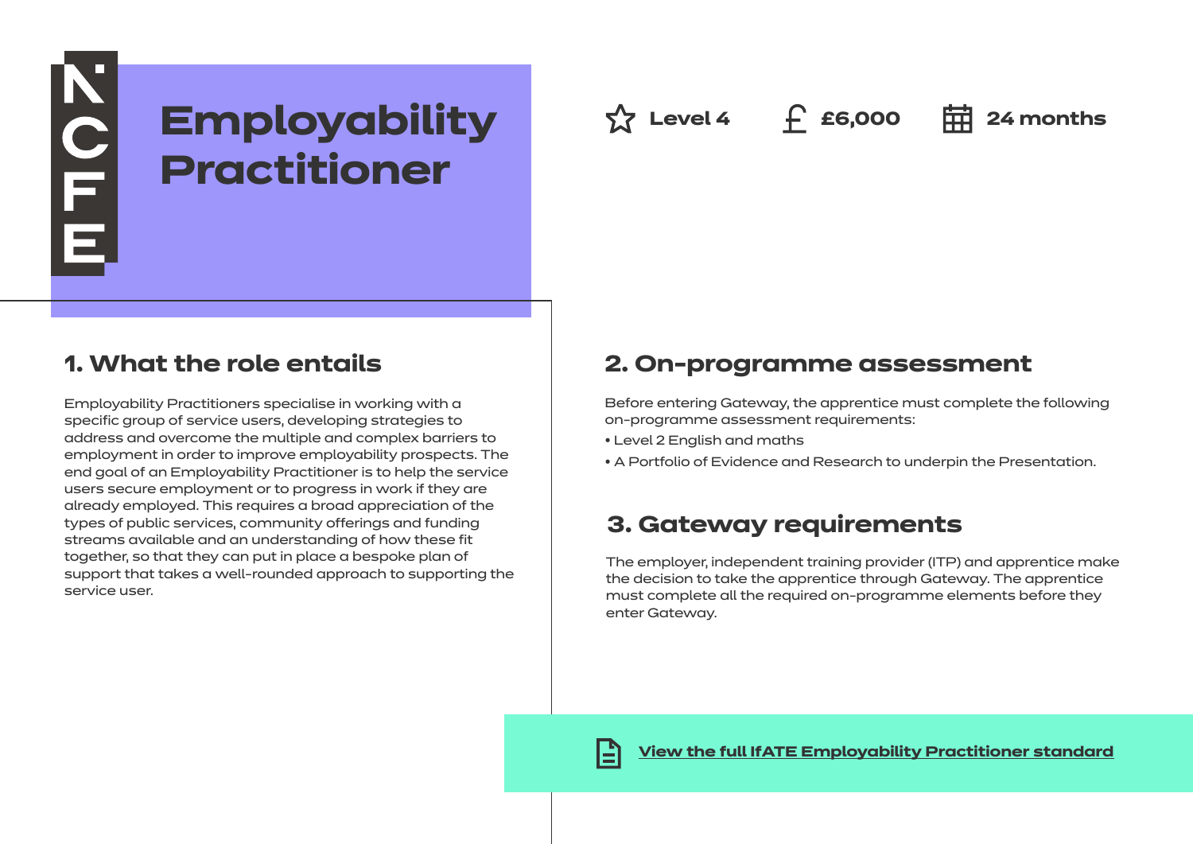NCFE

# Employability Practitioner

Level 4 | £6,000 | 24 months

## 1. What the role entails

Employability Practitioners specialise in working with a specific group of service users, developing strategies to address and overcome the multiple and complex barriers to employment in order to improve employability prospects. The end goal of an Employability Practitioner is to help the service users secure employment or to progress in work if they are already employed. This requires a broad appreciation of the types of public services, community offerings and funding streams available and an understanding of how these fit together, so that they can put in place a bespoke plan of support that takes a well-rounded approach to supporting the service user.

## 2. On-programme assessment

Before entering Gateway, the apprentice must complete the following on-programme assessment requirements:

- Level 2 English and maths
- A Portfolio of Evidence and Research to underpin the Presentation.

## 3. Gateway requirements

The employer, independent training provider (ITP) and apprentice make the decision to take the apprentice through Gateway. The apprentice must complete all the required on-programme elements before they enter Gateway.

**View the full IfATE Employability Practitioner standard**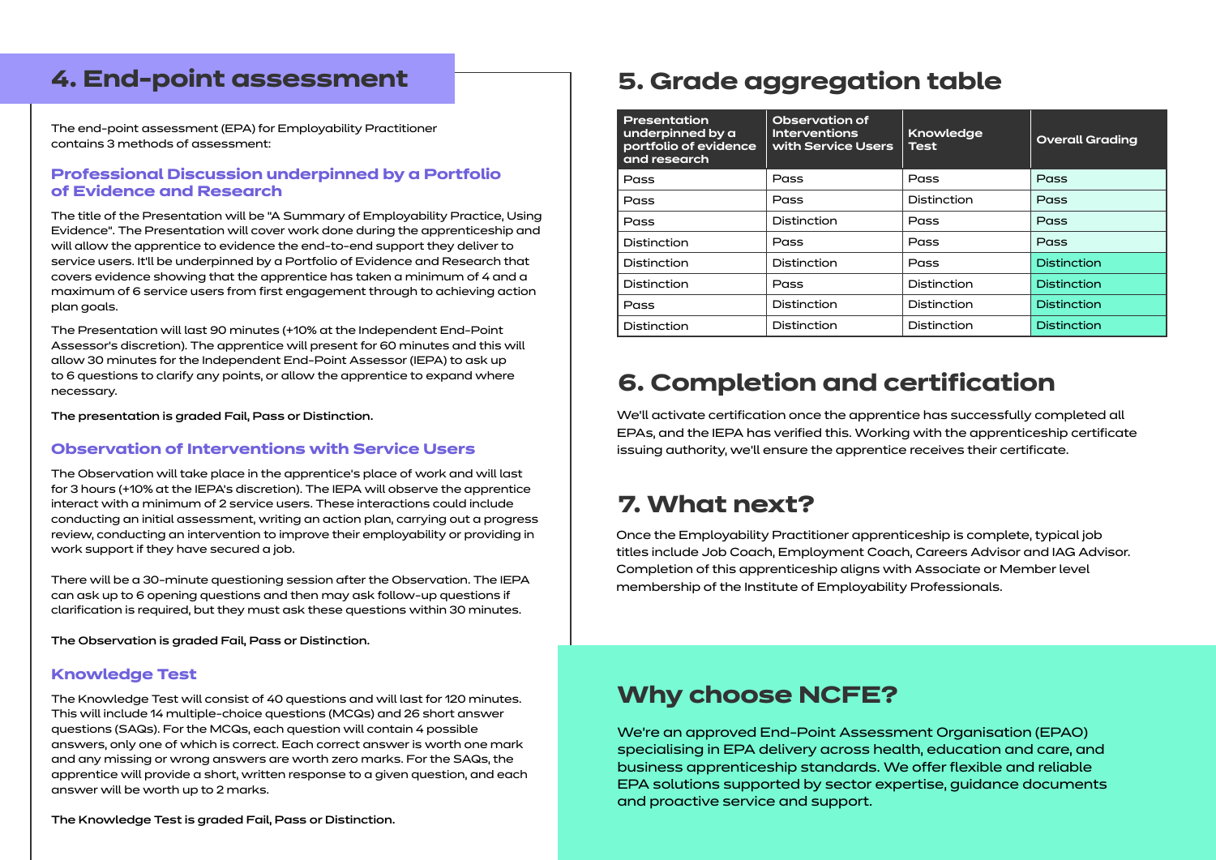## 4. End-point assessment

The end-point assessment (EPA) for Employability Practitioner contains 3 methods of assessment:

### Professional Discussion underpinned by a Portfolio of Evidence and Research

The title of the Presentation will be "A Summary of Employability Practice, Using Evidence". The Presentation will cover work done during the apprenticeship and will allow the apprentice to evidence the end-to-end support they deliver to service users. It'll be underpinned by a Portfolio of Evidence and Research that covers evidence showing that the apprentice has taken a minimum of 4 and a maximum of 6 service users from first engagement through to achieving action plan goals.

The Presentation will last 90 minutes (+10% at the Independent End-Point Assessor's discretion). The apprentice will present for 60 minutes and this will allow 30 minutes for the Independent End-Point Assessor (IEPA) to ask up to 6 questions to clarify any points, or allow the apprentice to expand where necessary.

**The presentation is graded Fail, Pass or Distinction.**

### Observation of Interventions with Service Users

The Observation will take place in the apprentice's place of work and will last for 3 hours (+10% at the IEPA's discretion). The IEPA will observe the apprentice interact with a minimum of 2 service users. These interactions could include conducting an initial assessment, writing an action plan, carrying out a progress review, conducting an intervention to improve their employability or providing in work support if they have secured a job.

There will be a 30-minute questioning session after the Observation. The IEPA can ask up to 6 opening questions and then may ask follow-up questions if clarification is required, but they must ask these questions within 30 minutes.

**The Observation is graded Fail, Pass or Distinction.**

### Knowledge Test

The Knowledge Test will consist of 40 questions and will last for 120 minutes. This will include 14 multiple-choice questions (MCQs) and 26 short answer questions (SAQs). For the MCQs, each question will contain 4 possible answers, only one of which is correct. Each correct answer is worth one mark and any missing or wrong answers are worth zero marks. For the SAQs, the apprentice will provide a short, written response to a given question, and each answer will be worth up to 2 marks.

**The Knowledge Test is graded Fail, Pass or Distinction.**

## 5. Grade aggregation table

| Presentation underpinned by a portfolio of evidence and research | Observation of Interventions with Service Users | Knowledge Test | Overall Grading |
|---|---|---|---|
| Pass | Pass | Pass | Pass |
| Pass | Pass | Distinction | Pass |
| Pass | Distinction | Pass | Pass |
| Distinction | Pass | Pass | Pass |
| Distinction | Distinction | Pass | Distinction |
| Distinction | Pass | Distinction | Distinction |
| Pass | Distinction | Distinction | Distinction |
| Distinction | Distinction | Distinction | Distinction |

## 6. Completion and certification

We'll activate certification once the apprentice has successfully completed all EPAs, and the IEPA has verified this. Working with the apprenticeship certificate issuing authority, we'll ensure the apprentice receives their certificate.

## 7. What next?

Once the Employability Practitioner apprenticeship is complete, typical job titles include Job Coach, Employment Coach, Careers Advisor and IAG Advisor. Completion of this apprenticeship aligns with Associate or Member level membership of the Institute of Employability Professionals.

## Why choose NCFE?

We're an approved End-Point Assessment Organisation (EPAO) specialising in EPA delivery across health, education and care, and business apprenticeship standards. We offer flexible and reliable EPA solutions supported by sector expertise, guidance documents and proactive service and support.